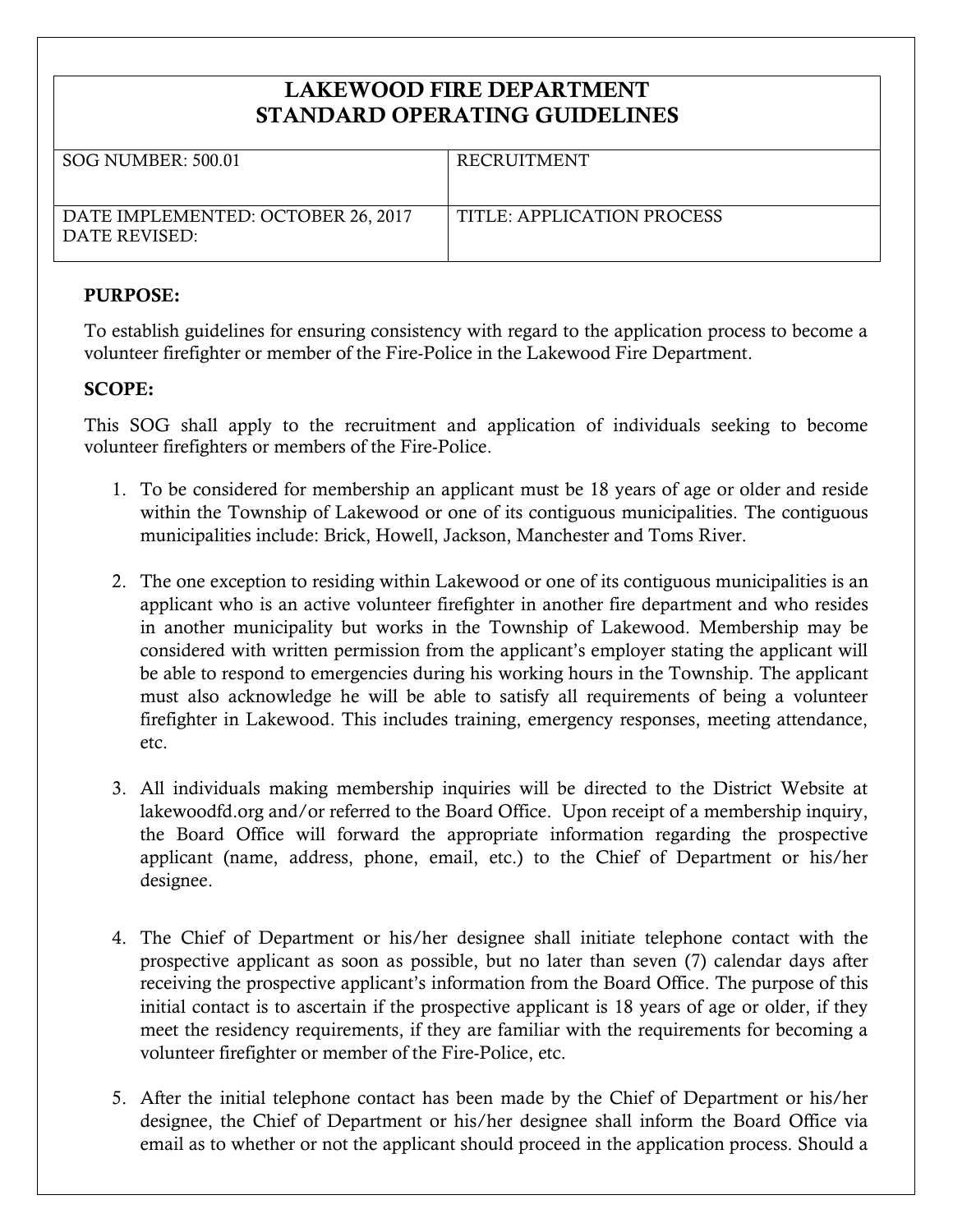| LAKEWOOD FIRE DEPARTMENT STANDARD OPERATING GUIDELINES | |
|---|---|
| SOG NUMBER: 500.01 | RECRUITMENT |
| DATE IMPLEMENTED: OCTOBER 26, 2017<br>DATE REVISED: | TITLE: APPLICATION PROCESS |

**PURPOSE:**

To establish guidelines for ensuring consistency with regard to the application process to become a volunteer firefighter or member of the Fire-Police in the Lakewood Fire Department.

**SCOPE:**

This SOG shall apply to the recruitment and application of individuals seeking to become volunteer firefighters or members of the Fire-Police.

1. To be considered for membership an applicant must be 18 years of age or older and reside within the Township of Lakewood or one of its contiguous municipalities. The contiguous municipalities include: Brick, Howell, Jackson, Manchester and Toms River.

2. The one exception to residing within Lakewood or one of its contiguous municipalities is an applicant who is an active volunteer firefighter in another fire department and who resides in another municipality but works in the Township of Lakewood. Membership may be considered with written permission from the applicant's employer stating the applicant will be able to respond to emergencies during his working hours in the Township. The applicant must also acknowledge he will be able to satisfy all requirements of being a volunteer firefighter in Lakewood. This includes training, emergency responses, meeting attendance, etc.

3. All individuals making membership inquiries will be directed to the District Website at lakewoodfd.org and/or referred to the Board Office. Upon receipt of a membership inquiry, the Board Office will forward the appropriate information regarding the prospective applicant (name, address, phone, email, etc.) to the Chief of Department or his/her designee.

4. The Chief of Department or his/her designee shall initiate telephone contact with the prospective applicant as soon as possible, but no later than seven (7) calendar days after receiving the prospective applicant's information from the Board Office. The purpose of this initial contact is to ascertain if the prospective applicant is 18 years of age or older, if they meet the residency requirements, if they are familiar with the requirements for becoming a volunteer firefighter or member of the Fire-Police, etc.

5. After the initial telephone contact has been made by the Chief of Department or his/her designee, the Chief of Department or his/her designee shall inform the Board Office via email as to whether or not the applicant should proceed in the application process. Should a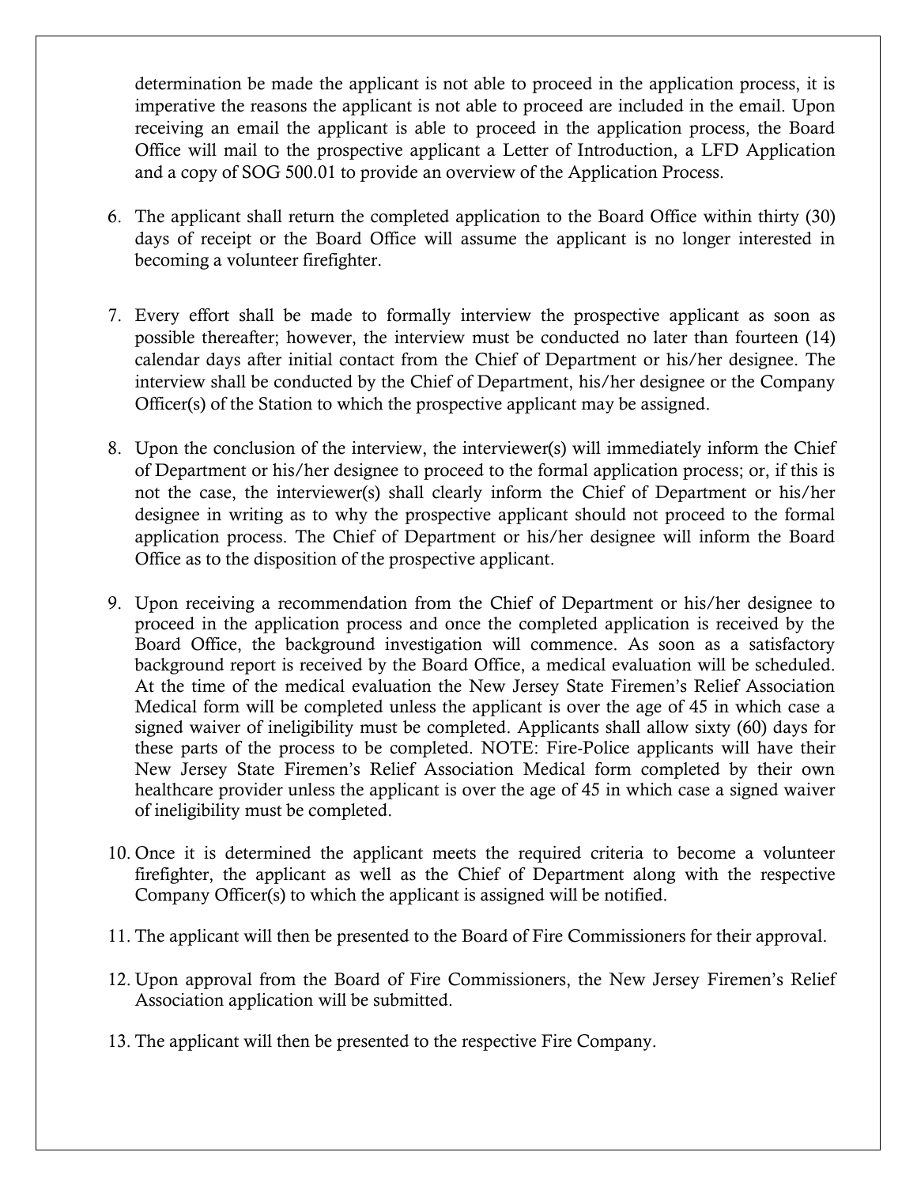determination be made the applicant is not able to proceed in the application process, it is imperative the reasons the applicant is not able to proceed are included in the email. Upon receiving an email the applicant is able to proceed in the application process, the Board Office will mail to the prospective applicant a Letter of Introduction, a LFD Application and a copy of SOG 500.01 to provide an overview of the Application Process.

6. The applicant shall return the completed application to the Board Office within thirty (30) days of receipt or the Board Office will assume the applicant is no longer interested in becoming a volunteer firefighter.

7. Every effort shall be made to formally interview the prospective applicant as soon as possible thereafter; however, the interview must be conducted no later than fourteen (14) calendar days after initial contact from the Chief of Department or his/her designee. The interview shall be conducted by the Chief of Department, his/her designee or the Company Officer(s) of the Station to which the prospective applicant may be assigned.

8. Upon the conclusion of the interview, the interviewer(s) will immediately inform the Chief of Department or his/her designee to proceed to the formal application process; or, if this is not the case, the interviewer(s) shall clearly inform the Chief of Department or his/her designee in writing as to why the prospective applicant should not proceed to the formal application process. The Chief of Department or his/her designee will inform the Board Office as to the disposition of the prospective applicant.

9. Upon receiving a recommendation from the Chief of Department or his/her designee to proceed in the application process and once the completed application is received by the Board Office, the background investigation will commence. As soon as a satisfactory background report is received by the Board Office, a medical evaluation will be scheduled. At the time of the medical evaluation the New Jersey State Firemen's Relief Association Medical form will be completed unless the applicant is over the age of 45 in which case a signed waiver of ineligibility must be completed. Applicants shall allow sixty (60) days for these parts of the process to be completed. NOTE: Fire-Police applicants will have their New Jersey State Firemen's Relief Association Medical form completed by their own healthcare provider unless the applicant is over the age of 45 in which case a signed waiver of ineligibility must be completed.

10. Once it is determined the applicant meets the required criteria to become a volunteer firefighter, the applicant as well as the Chief of Department along with the respective Company Officer(s) to which the applicant is assigned will be notified.

11. The applicant will then be presented to the Board of Fire Commissioners for their approval.

12. Upon approval from the Board of Fire Commissioners, the New Jersey Firemen's Relief Association application will be submitted.

13. The applicant will then be presented to the respective Fire Company.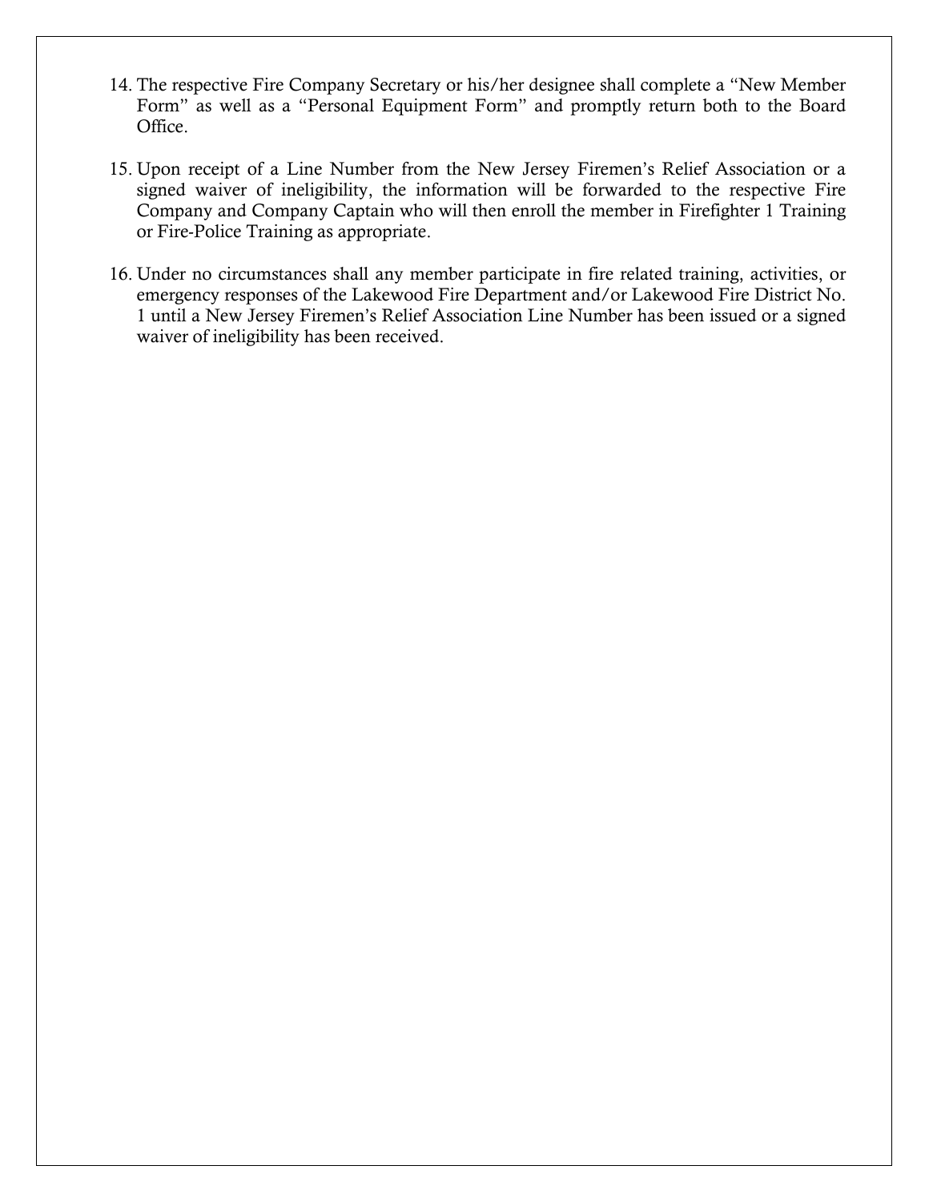14. The respective Fire Company Secretary or his/her designee shall complete a "New Member Form" as well as a "Personal Equipment Form" and promptly return both to the Board Office.

15. Upon receipt of a Line Number from the New Jersey Firemen's Relief Association or a signed waiver of ineligibility, the information will be forwarded to the respective Fire Company and Company Captain who will then enroll the member in Firefighter 1 Training or Fire-Police Training as appropriate.

16. Under no circumstances shall any member participate in fire related training, activities, or emergency responses of the Lakewood Fire Department and/or Lakewood Fire District No. 1 until a New Jersey Firemen's Relief Association Line Number has been issued or a signed waiver of ineligibility has been received.